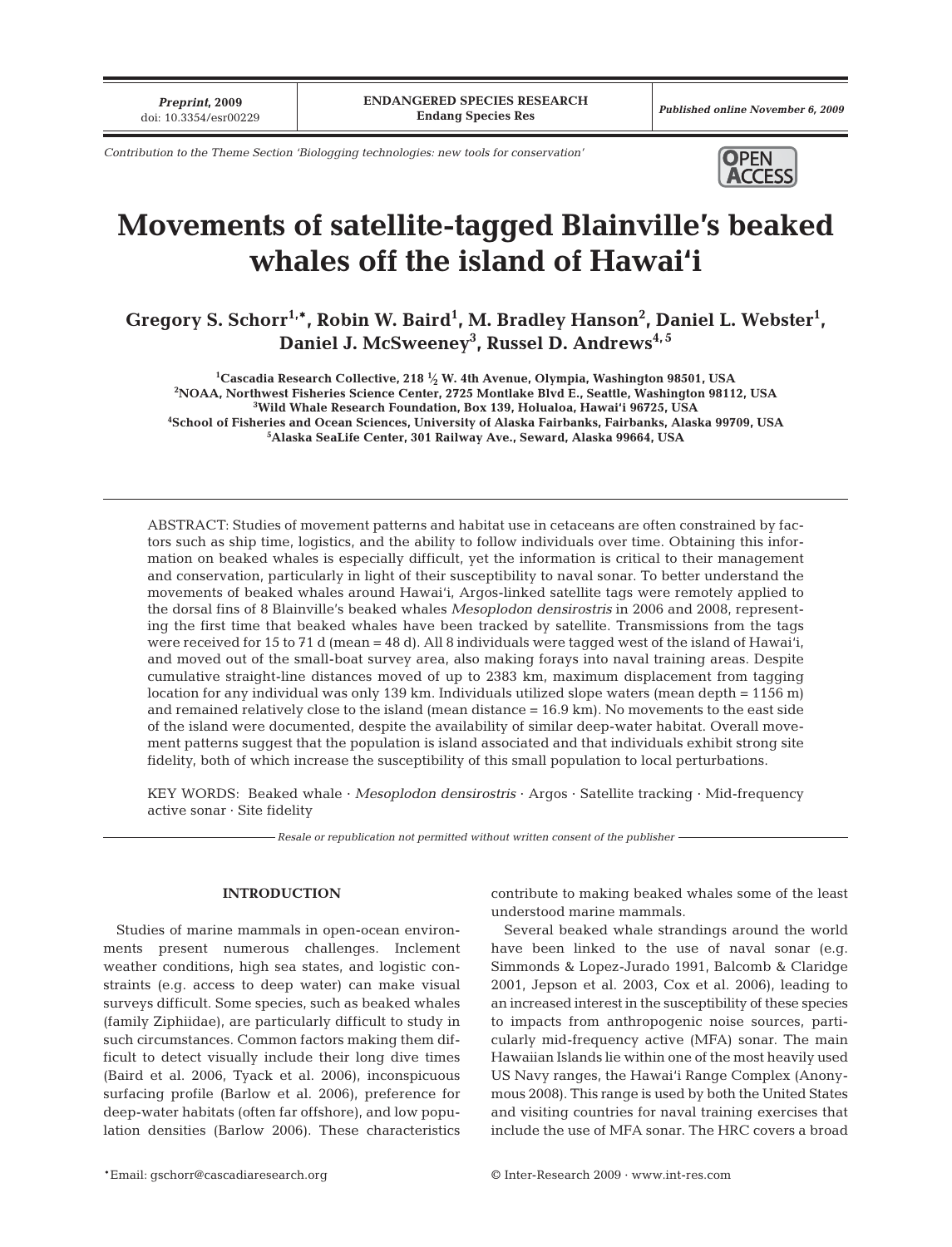Contribution to the Theme Section 'Biologging technologies: new tools for conservation'

# Movements of satellite-tagged Blainville's beaked whales off the island of Hawai'i

**Gregory S. Schorr[1,*], Robin W. Baird[1], M. Bradley Hanson[2], Daniel L. Webster[1], Daniel J. McSweeney[3], Russel D. Andrews[4,5]**

[1]Cascadia Research Collective, 218 ½ W. 4th Avenue, Olympia, Washington 98501, USA
[2]NOAA, Northwest Fisheries Science Center, 2725 Montlake Blvd E., Seattle, Washington 98112, USA
[3]Wild Whale Research Foundation, Box 139, Holualoa, Hawai'i 96725, USA
[4]School of Fisheries and Ocean Sciences, University of Alaska Fairbanks, Fairbanks, Alaska 99709, USA
[5]Alaska SeaLife Center, 301 Railway Ave., Seward, Alaska 99664, USA

ABSTRACT: Studies of movement patterns and habitat use in cetaceans are often constrained by factors such as ship time, logistics, and the ability to follow individuals over time. Obtaining this information on beaked whales is especially difficult, yet the information is critical to their management and conservation, particularly in light of their susceptibility to naval sonar. To better understand the movements of beaked whales around Hawai'i, Argos-linked satellite tags were remotely applied to the dorsal fins of 8 Blainville's beaked whales *Mesoplodon densirostris* in 2006 and 2008, representing the first time that beaked whales have been tracked by satellite. Transmissions from the tags were received for 15 to 71 d (mean = 48 d). All 8 individuals were tagged west of the island of Hawai'i, and moved out of the small-boat survey area, also making forays into naval training areas. Despite cumulative straight-line distances moved of up to 2383 km, maximum displacement from tagging location for any individual was only 139 km. Individuals utilized slope waters (mean depth = 1156 m) and remained relatively close to the island (mean distance = 16.9 km). No movements to the east side of the island were documented, despite the availability of similar deep-water habitat. Overall movement patterns suggest that the population is island associated and that individuals exhibit strong site fidelity, both of which increase the susceptibility of this small population to local perturbations.

KEY WORDS: Beaked whale · *Mesoplodon densirostris* · Argos · Satellite tracking · Mid-frequency active sonar · Site fidelity

*Resale or republication not permitted without written consent of the publisher*

## INTRODUCTION

Studies of marine mammals in open-ocean environments present numerous challenges. Inclement weather conditions, high sea states, and logistic constraints (e.g. access to deep water) can make visual surveys difficult. Some species, such as beaked whales (family Ziphiidae), are particularly difficult to study in such circumstances. Common factors making them difficult to detect visually include their long dive times (Baird et al. 2006, Tyack et al. 2006), inconspicuous surfacing profile (Barlow et al. 2006), preference for deep-water habitats (often far offshore), and low population densities (Barlow 2006). These characteristics contribute to making beaked whales some of the least understood marine mammals.

Several beaked whale strandings around the world have been linked to the use of naval sonar (e.g. Simmonds & Lopez-Jurado 1991, Balcomb & Claridge 2001, Jepson et al. 2003, Cox et al. 2006), leading to an increased interest in the susceptibility of these species to impacts from anthropogenic noise sources, particularly mid-frequency active (MFA) sonar. The main Hawaiian Islands lie within one of the most heavily used US Navy ranges, the Hawai'i Range Complex (Anonymous 2008). This range is used by both the United States and visiting countries for naval training exercises that include the use of MFA sonar. The HRC covers a broad

*Email: gschorr@cascadiaresearch.org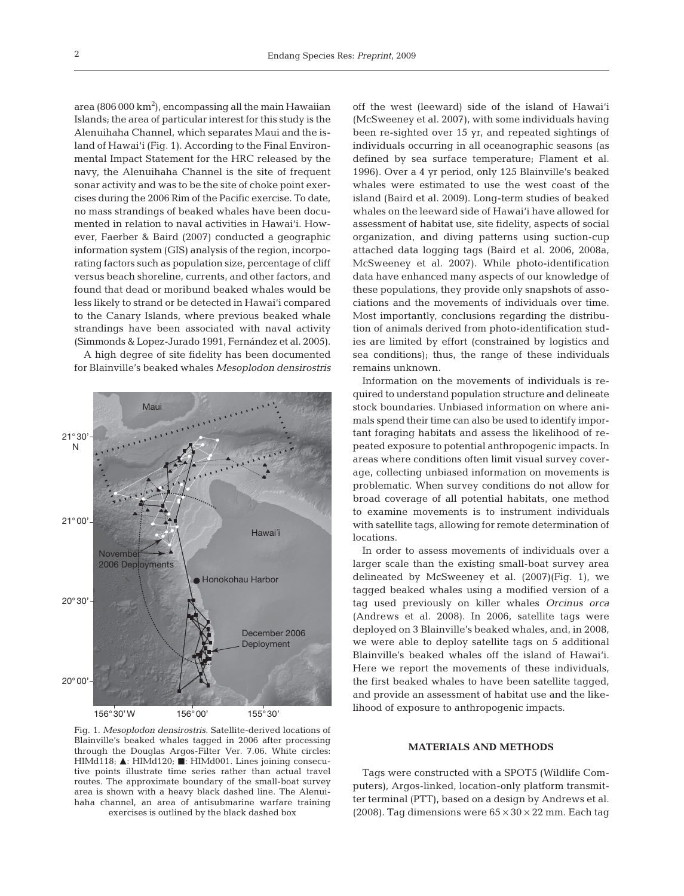area (806 000 km$^2$), encompassing all the main Hawaiian Islands; the area of particular interest for this study is the Alenuihaha Channel, which separates Maui and the island of Hawai'i (Fig. 1). According to the Final Environmental Impact Statement for the HRC released by the navy, the Alenuihaha Channel is the site of frequent sonar activity and was to be the site of choke point exercises during the 2006 Rim of the Pacific exercise. To date, no mass strandings of beaked whales have been documented in relation to naval activities in Hawai'i. However, Faerber & Baird (2007) conducted a geographic information system (GIS) analysis of the region, incorporating factors such as population size, percentage of cliff versus beach shoreline, currents, and other factors, and found that dead or moribund beaked whales would be less likely to strand or be detected in Hawai'i compared to the Canary Islands, where previous beaked whale strandings have been associated with naval activity (Simmonds & Lopez-Jurado 1991, Fernández et al. 2005).

A high degree of site fidelity has been documented for Blainville's beaked whales *Mesoplodon densirostris* off the west (leeward) side of the island of Hawai'i (McSweeney et al. 2007), with some individuals having been re-sighted over 15 yr, and repeated sightings of individuals occurring in all oceanographic seasons (as defined by sea surface temperature; Flament et al. 1996). Over a 4 yr period, only 125 Blainville's beaked whales were estimated to use the west coast of the island (Baird et al. 2009). Long-term studies of beaked whales on the leeward side of Hawai'i have allowed for assessment of habitat use, site fidelity, aspects of social organization, and diving patterns using suction-cup attached data logging tags (Baird et al. 2006, 2008a, McSweeney et al. 2007). While photo-identification data have enhanced many aspects of our knowledge of these populations, they provide only snapshots of associations and the movements of individuals over time. Most importantly, conclusions regarding the distribution of animals derived from photo-identification studies are limited by effort (constrained by logistics and sea conditions); thus, the range of these individuals remains unknown.

Fig. 1. *Mesoplodon densirostris*. Satellite-derived locations of Blainville's beaked whales tagged in 2006 after processing through the Douglas Argos-Filter Ver. 7.06. White circles: HIMd118; ▲: HIMd120; ■: HIMd001. Lines joining consecutive points illustrate time series rather than actual travel routes. The approximate boundary of the small-boat survey area is shown with a heavy black dashed line. The Alenuihaha channel, an area of antisubmarine warfare training exercises is outlined by the black dashed box

Information on the movements of individuals is required to understand population structure and delineate stock boundaries. Unbiased information on where animals spend their time can also be used to identify important foraging habitats and assess the likelihood of repeated exposure to potential anthropogenic impacts. In areas where conditions often limit visual survey coverage, collecting unbiased information on movements is problematic. When survey conditions do not allow for broad coverage of all potential habitats, one method to examine movements is to instrument individuals with satellite tags, allowing for remote determination of locations.

In order to assess movements of individuals over a larger scale than the existing small-boat survey area delineated by McSweeney et al. (2007)(Fig. 1), we tagged beaked whales using a modified version of a tag used previously on killer whales *Orcinus orca* (Andrews et al. 2008). In 2006, satellite tags were deployed on 3 Blainville's beaked whales, and, in 2008, we were able to deploy satellite tags on 5 additional Blainville's beaked whales off the island of Hawai'i. Here we report the movements of these individuals, the first beaked whales to have been satellite tagged, and provide an assessment of habitat use and the likelihood of exposure to anthropogenic impacts.

## MATERIALS AND METHODS

Tags were constructed with a SPOT5 (Wildlife Computers), Argos-linked, location-only platform transmitter terminal (PTT), based on a design by Andrews et al. (2008). Tag dimensions were 65 × 30 × 22 mm. Each tag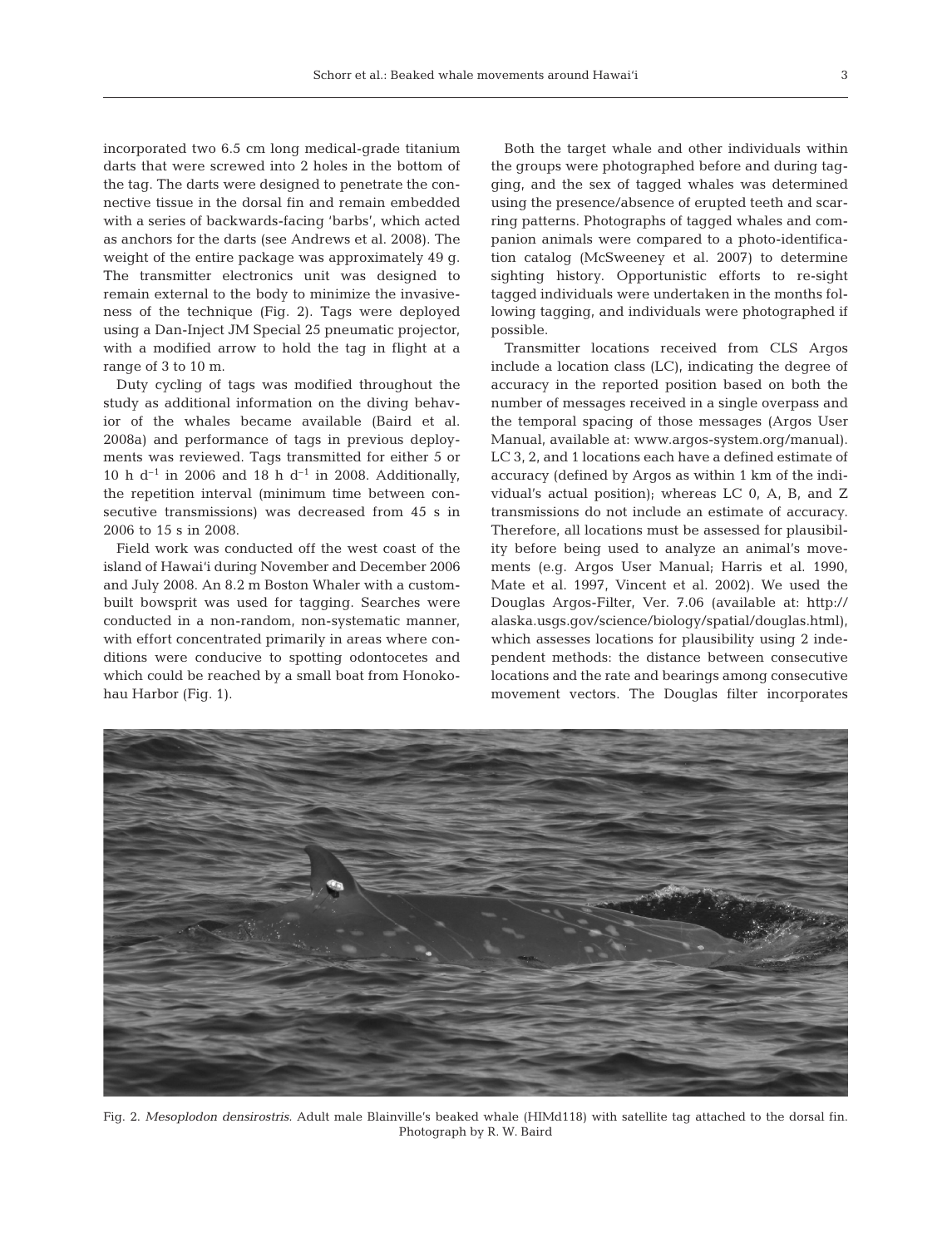incorporated two 6.5 cm long medical-grade titanium darts that were screwed into 2 holes in the bottom of the tag. The darts were designed to penetrate the connective tissue in the dorsal fin and remain embedded with a series of backwards-facing 'barbs', which acted as anchors for the darts (see Andrews et al. 2008). The weight of the entire package was approximately 49 g. The transmitter electronics unit was designed to remain external to the body to minimize the invasiveness of the technique (Fig. 2). Tags were deployed using a Dan-Inject JM Special 25 pneumatic projector, with a modified arrow to hold the tag in flight at a range of 3 to 10 m.

Duty cycling of tags was modified throughout the study as additional information on the diving behavior of the whales became available (Baird et al. 2008a) and performance of tags in previous deployments was reviewed. Tags transmitted for either 5 or 10 h $d^{-1}$ in 2006 and 18 h $d^{-1}$ in 2008. Additionally, the repetition interval (minimum time between consecutive transmissions) was decreased from 45 s in 2006 to 15 s in 2008.

Field work was conducted off the west coast of the island of Hawai'i during November and December 2006 and July 2008. An 8.2 m Boston Whaler with a custom-built bowsprit was used for tagging. Searches were conducted in a non-random, non-systematic manner, with effort concentrated primarily in areas where conditions were conducive to spotting odontocetes and which could be reached by a small boat from Honokohau Harbor (Fig. 1).

Both the target whale and other individuals within the groups were photographed before and during tagging, and the sex of tagged whales was determined using the presence/absence of erupted teeth and scarring patterns. Photographs of tagged whales and companion animals were compared to a photo-identification catalog (McSweeney et al. 2007) to determine sighting history. Opportunistic efforts to re-sight tagged individuals were undertaken in the months following tagging, and individuals were photographed if possible.

Transmitter locations received from CLS Argos include a location class (LC), indicating the degree of accuracy in the reported position based on both the number of messages received in a single overpass and the temporal spacing of those messages (Argos User Manual, available at: www.argos-system.org/manual). LC 3, 2, and 1 locations each have a defined estimate of accuracy (defined by Argos as within 1 km of the individual's actual position); whereas LC 0, A, B, and Z transmissions do not include an estimate of accuracy. Therefore, all locations must be assessed for plausibility before being used to analyze an animal's movements (e.g. Argos User Manual; Harris et al. 1990, Mate et al. 1997, Vincent et al. 2002). We used the Douglas Argos-Filter, Ver. 7.06 (available at: http://alaska.usgs.gov/science/biology/spatial/douglas.html), which assesses locations for plausibility using 2 independent methods: the distance between consecutive locations and the rate and bearings among consecutive movement vectors. The Douglas filter incorporates

Fig. 2. *Mesoplodon densirostris*. Adult male Blainville's beaked whale (HIMd118) with satellite tag attached to the dorsal fin. Photograph by R. W. Baird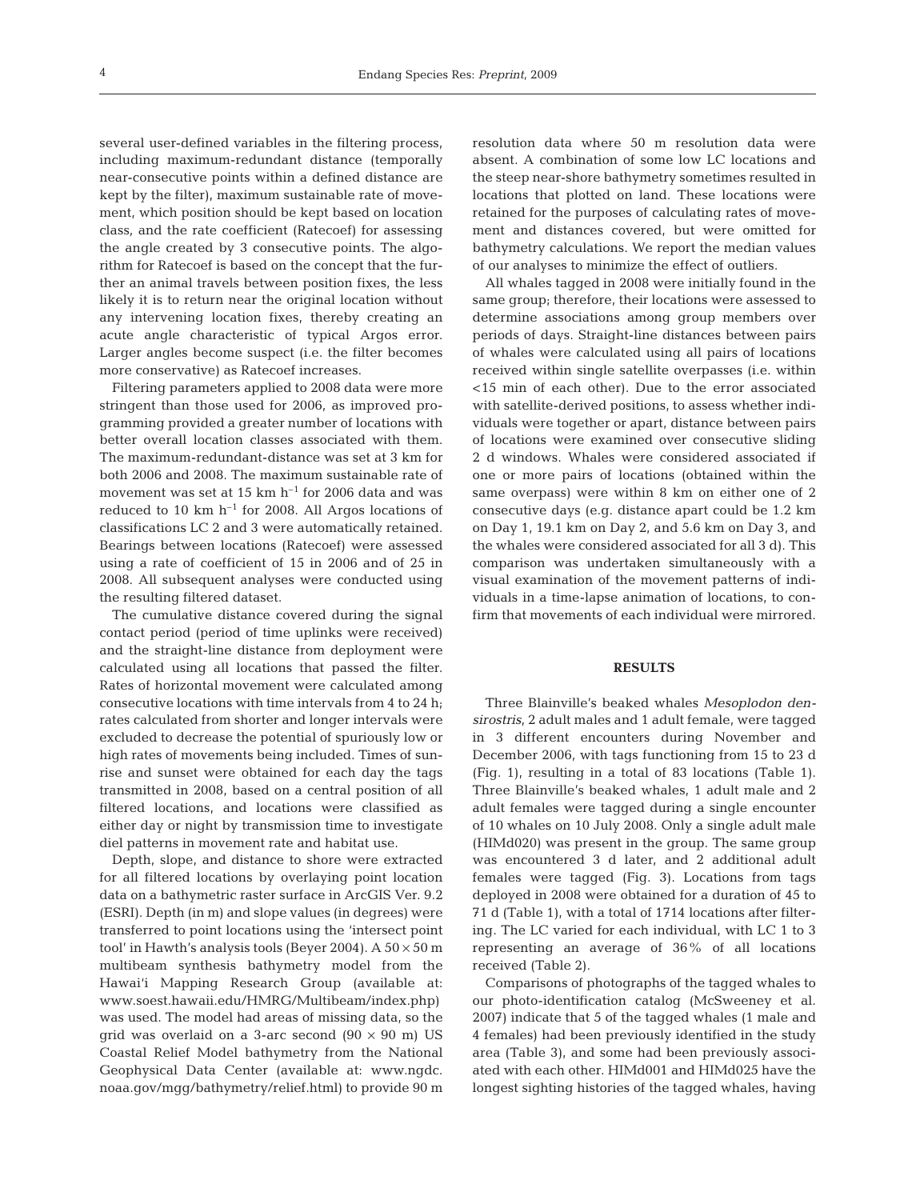several user-defined variables in the filtering process, including maximum-redundant distance (temporally near-consecutive points within a defined distance are kept by the filter), maximum sustainable rate of movement, which position should be kept based on location class, and the rate coefficient (Ratecoef) for assessing the angle created by 3 consecutive points. The algorithm for Ratecoef is based on the concept that the further an animal travels between position fixes, the less likely it is to return near the original location without any intervening location fixes, thereby creating an acute angle characteristic of typical Argos error. Larger angles become suspect (i.e. the filter becomes more conservative) as Ratecoef increases.

Filtering parameters applied to 2008 data were more stringent than those used for 2006, as improved programming provided a greater number of locations with better overall location classes associated with them. The maximum-redundant-distance was set at 3 km for both 2006 and 2008. The maximum sustainable rate of movement was set at 15 km $h^{-1}$ for 2006 data and was reduced to 10 km $h^{-1}$ for 2008. All Argos locations of classifications LC 2 and 3 were automatically retained. Bearings between locations (Ratecoef) were assessed using a rate of coefficient of 15 in 2006 and of 25 in 2008. All subsequent analyses were conducted using the resulting filtered dataset.

The cumulative distance covered during the signal contact period (period of time uplinks were received) and the straight-line distance from deployment were calculated using all locations that passed the filter. Rates of horizontal movement were calculated among consecutive locations with time intervals from 4 to 24 h; rates calculated from shorter and longer intervals were excluded to decrease the potential of spuriously low or high rates of movements being included. Times of sunrise and sunset were obtained for each day the tags transmitted in 2008, based on a central position of all filtered locations, and locations were classified as either day or night by transmission time to investigate diel patterns in movement rate and habitat use.

Depth, slope, and distance to shore were extracted for all filtered locations by overlaying point location data on a bathymetric raster surface in ArcGIS Ver. 9.2 (ESRI). Depth (in m) and slope values (in degrees) were transferred to point locations using the 'intersect point tool' in Hawth's analysis tools (Beyer 2004). A $50 \times 50$ m multibeam synthesis bathymetry model from the Hawai'i Mapping Research Group (available at: www.soest.hawaii.edu/HMRG/Multibeam/index.php) was used. The model had areas of missing data, so the grid was overlaid on a 3-arc second ($90 \times 90$ m) US Coastal Relief Model bathymetry from the National Geophysical Data Center (available at: www.ngdc.noaa.gov/mgg/bathymetry/relief.html) to provide 90 m resolution data where 50 m resolution data were absent. A combination of some low LC locations and the steep near-shore bathymetry sometimes resulted in locations that plotted on land. These locations were retained for the purposes of calculating rates of movement and distances covered, but were omitted for bathymetry calculations. We report the median values of our analyses to minimize the effect of outliers.

All whales tagged in 2008 were initially found in the same group; therefore, their locations were assessed to determine associations among group members over periods of days. Straight-line distances between pairs of whales were calculated using all pairs of locations received within single satellite overpasses (i.e. within <15 min of each other). Due to the error associated with satellite-derived positions, to assess whether individuals were together or apart, distance between pairs of locations were examined over consecutive sliding 2 d windows. Whales were considered associated if one or more pairs of locations (obtained within the same overpass) were within 8 km on either one of 2 consecutive days (e.g. distance apart could be 1.2 km on Day 1, 19.1 km on Day 2, and 5.6 km on Day 3, and the whales were considered associated for all 3 d). This comparison was undertaken simultaneously with a visual examination of the movement patterns of individuals in a time-lapse animation of locations, to confirm that movements of each individual were mirrored.

## RESULTS

Three Blainville's beaked whales *Mesoplodon densirostris*, 2 adult males and 1 adult female, were tagged in 3 different encounters during November and December 2006, with tags functioning from 15 to 23 d (Fig. 1), resulting in a total of 83 locations (Table 1). Three Blainville's beaked whales, 1 adult male and 2 adult females were tagged during a single encounter of 10 whales on 10 July 2008. Only a single adult male (HIMd020) was present in the group. The same group was encountered 3 d later, and 2 additional adult females were tagged (Fig. 3). Locations from tags deployed in 2008 were obtained for a duration of 45 to 71 d (Table 1), with a total of 1714 locations after filtering. The LC varied for each individual, with LC 1 to 3 representing an average of 36% of all locations received (Table 2).

Comparisons of photographs of the tagged whales to our photo-identification catalog (McSweeney et al. 2007) indicate that 5 of the tagged whales (1 male and 4 females) had been previously identified in the study area (Table 3), and some had been previously associated with each other. HIMd001 and HIMd025 have the longest sighting histories of the tagged whales, having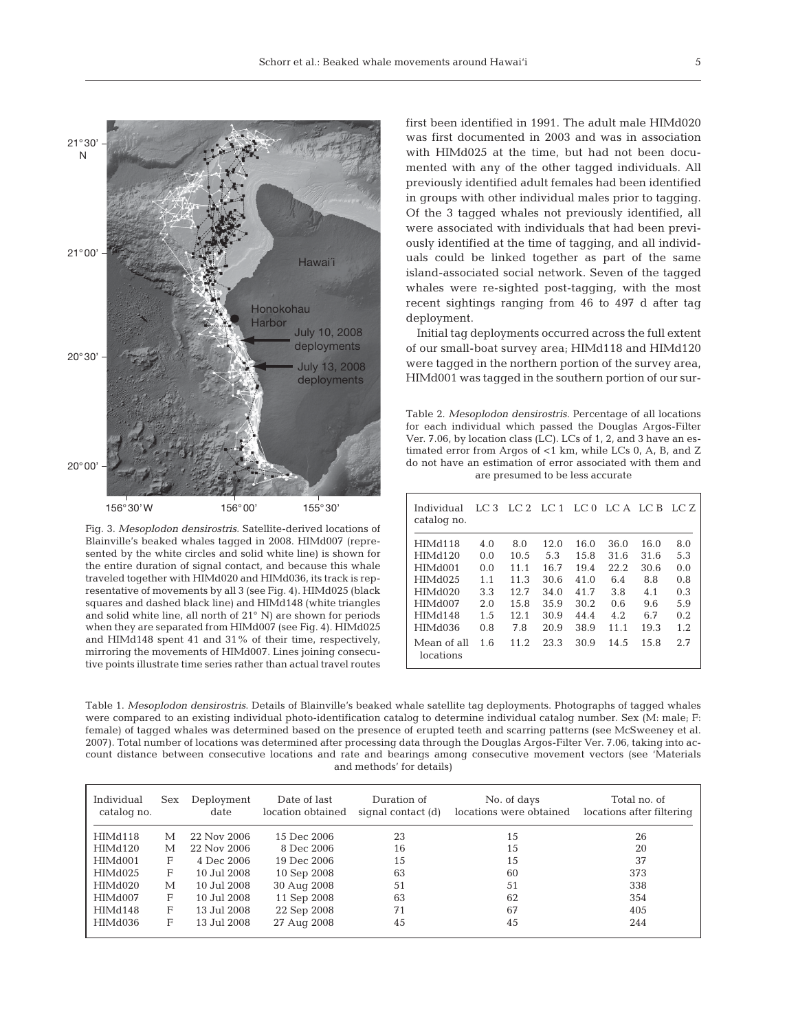Fig. 3. *Mesoplodon densirostris.* Satellite-derived locations of Blainville's beaked whales tagged in 2008. HIMd007 (represented by the white circles and solid white line) is shown for the entire duration of signal contact, and because this whale traveled together with HIMd020 and HIMd036, its track is representative of movements by all 3 (see Fig. 4). HIMd025 (black squares and dashed black line) and HIMd148 (white triangles and solid white line, all north of 21° N) are shown for periods when they are separated from HIMd007 (see Fig. 4). HIMd025 and HIMd148 spent 41 and 31% of their time, respectively, mirroring the movements of HIMd007. Lines joining consecutive points illustrate time series rather than actual travel routes

first been identified in 1991. The adult male HIMd020 was first documented in 2003 and was in association with HIMd025 at the time, but had not been documented with any of the other tagged individuals. All previously identified adult females had been identified in groups with other individual males prior to tagging. Of the 3 tagged whales not previously identified, all were associated with individuals that had been previously identified at the time of tagging, and all individuals could be linked together as part of the same island-associated social network. Seven of the tagged whales were re-sighted post-tagging, with the most recent sightings ranging from 46 to 497 d after tag deployment.

Initial tag deployments occurred across the full extent of our small-boat survey area; HIMd118 and HIMd120 were tagged in the northern portion of the survey area, HIMd001 was tagged in the southern portion of our sur-

Table 2. *Mesoplodon densirostris.* Percentage of all locations for each individual which passed the Douglas Argos-Filter Ver. 7.06, by location class (LC). LCs of 1, 2, and 3 have an estimated error from Argos of <1 km, while LCs 0, A, B, and Z do not have an estimation of error associated with them and are presumed to be less accurate

| Individual catalog no. | LC 3 | LC 2 | LC 1 | LC 0 | LC A | LC B | LC Z |
|---|---|---|---|---|---|---|---|
| HIMd118 | 4.0 | 8.0 | 12.0 | 16.0 | 36.0 | 16.0 | 8.0 |
| HIMd120 | 0.0 | 10.5 | 5.3 | 15.8 | 31.6 | 31.6 | 5.3 |
| HIMd001 | 0.0 | 11.1 | 16.7 | 19.4 | 22.2 | 30.6 | 0.0 |
| HIMd025 | 1.1 | 11.3 | 30.6 | 41.0 | 6.4 | 8.8 | 0.8 |
| HIMd020 | 3.3 | 12.7 | 34.0 | 41.7 | 3.8 | 4.1 | 0.3 |
| HIMd007 | 2.0 | 15.8 | 35.9 | 30.2 | 0.6 | 9.6 | 5.9 |
| HIMd148 | 1.5 | 12.1 | 30.9 | 44.4 | 4.2 | 6.7 | 0.2 |
| HIMd036 | 0.8 | 7.8 | 20.9 | 38.9 | 11.1 | 19.3 | 1.2 |
| Mean of all locations | 1.6 | 11.2 | 23.3 | 30.9 | 14.5 | 15.8 | 2.7 |

Table 1. *Mesoplodon densirostris.* Details of Blainville's beaked whale satellite tag deployments. Photographs of tagged whales were compared to an existing individual photo-identification catalog to determine individual catalog number. Sex (M: male; F: female) of tagged whales was determined based on the presence of erupted teeth and scarring patterns (see McSweeney et al. 2007). Total number of locations was determined after processing data through the Douglas Argos-Filter Ver. 7.06, taking into account distance between consecutive locations and rate and bearings among consecutive movement vectors (see 'Materials and methods' for details)

| Individual catalog no. | Sex | Deployment date | Date of last location obtained | Duration of signal contact (d) | No. of days locations were obtained | Total no. of locations after filtering |
|---|---|---|---|---|---|---|
| HIMd118 | M | 22 Nov 2006 | 15 Dec 2006 | 23 | 15 | 26 |
| HIMd120 | M | 22 Nov 2006 | 8 Dec 2006 | 16 | 15 | 20 |
| HIMd001 | F | 4 Dec 2006 | 19 Dec 2006 | 15 | 15 | 37 |
| HIMd025 | F | 10 Jul 2008 | 10 Sep 2008 | 63 | 60 | 373 |
| HIMd020 | M | 10 Jul 2008 | 30 Aug 2008 | 51 | 51 | 338 |
| HIMd007 | F | 10 Jul 2008 | 11 Sep 2008 | 63 | 62 | 354 |
| HIMd148 | F | 13 Jul 2008 | 22 Sep 2008 | 71 | 67 | 405 |
| HIMd036 | F | 13 Jul 2008 | 27 Aug 2008 | 45 | 45 | 244 |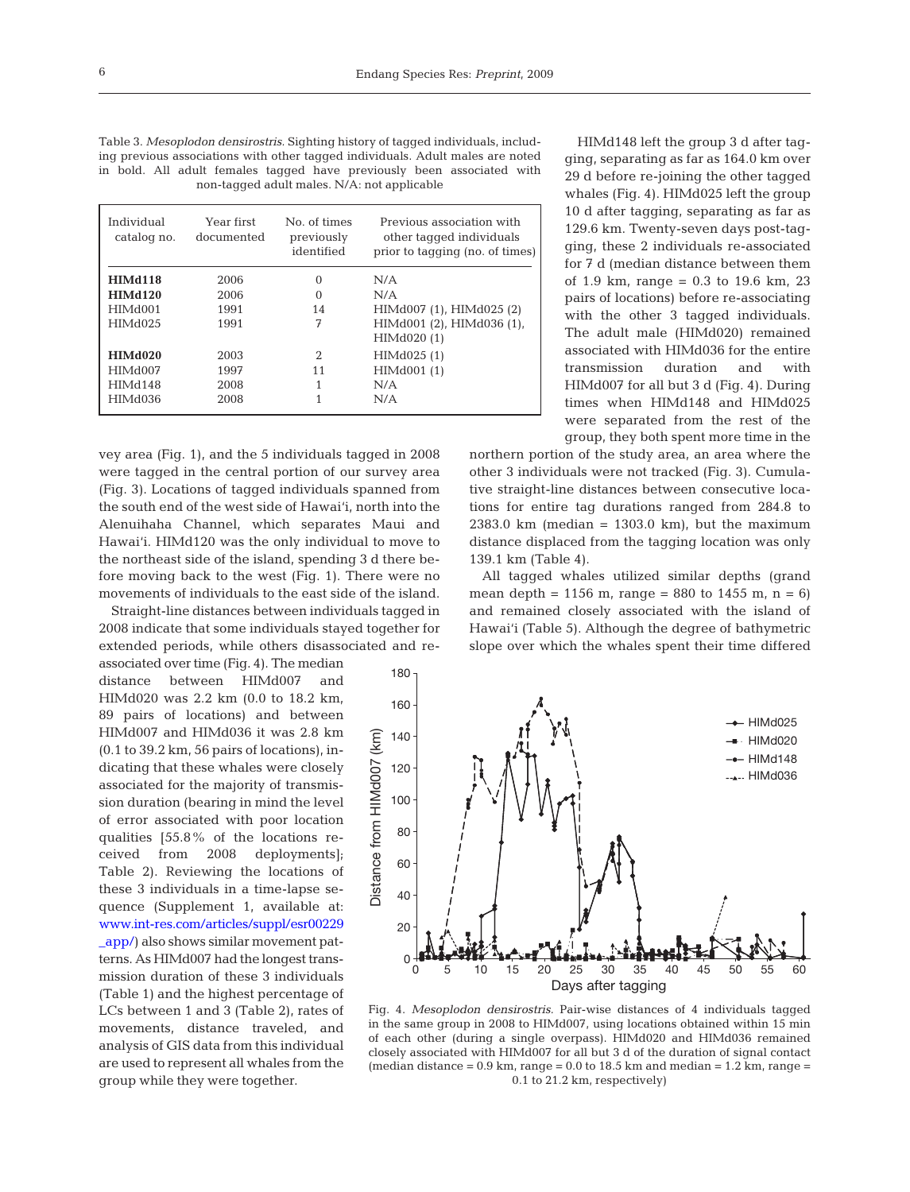Table 3. *Mesoplodon densirostris*. Sighting history of tagged individuals, including previous associations with other tagged individuals. Adult males are noted in bold. All adult females tagged have previously been associated with non-tagged adult males. N/A: not applicable

| Individual catalog no. | Year first documented | No. of times previously identified | Previous association with other tagged individuals prior to tagging (no. of times) |
|---|---|---|---|
| **HIMd118** | 2006 | 0 | N/A |
| **HIMd120** | 2006 | 0 | N/A |
| HIMd001 | 1991 | 14 | HIMd007 (1), HIMd025 (2) |
| HIMd025 | 1991 | 7 | HIMd001 (2), HIMd036 (1), HIMd020 (1) |
| **HIMd020** | 2003 | 2 | HIMd025 (1) |
| HIMd007 | 1997 | 11 | HIMd001 (1) |
| HIMd148 | 2008 | 1 | N/A |
| HIMd036 | 2008 | 1 | N/A |

vey area (Fig. 1), and the 5 individuals tagged in 2008 were tagged in the central portion of our survey area (Fig. 3). Locations of tagged individuals spanned from the south end of the west side of Hawai'i, north into the Alenuihaha Channel, which separates Maui and Hawai'i. HIMd120 was the only individual to move to the northeast side of the island, spending 3 d there before moving back to the west (Fig. 1). There were no movements of individuals to the east side of the island.

Straight-line distances between individuals tagged in 2008 indicate that some individuals stayed together for extended periods, while others disassociated and re-associated over time (Fig. 4). The median distance between HIMd007 and HIMd020 was 2.2 km (0.0 to 18.2 km, 89 pairs of locations) and between HIMd007 and HIMd036 it was 2.8 km (0.1 to 39.2 km, 56 pairs of locations), indicating that these whales were closely associated for the majority of transmission duration (bearing in mind the level of error associated with poor location qualities [55.8% of the locations received from 2008 deployments]; Table 2). Reviewing the locations of these 3 individuals in a time-lapse sequence (Supplement 1, available at: www.int-res.com/articles/suppl/esr00229_app/) also shows similar movement patterns. As HIMd007 had the longest transmission duration of these 3 individuals (Table 1) and the highest percentage of LCs between 1 and 3 (Table 2), rates of movements, distance traveled, and analysis of GIS data from this individual are used to represent all whales from the group while they were together.

HIMd148 left the group 3 d after tagging, separating as far as 164.0 km over 29 d before re-joining the other tagged whales (Fig. 4). HIMd025 left the group 10 d after tagging, separating as far as 129.6 km. Twenty-seven days post-tagging, these 2 individuals re-associated for 7 d (median distance between them of 1.9 km, range = 0.3 to 19.6 km, 23 pairs of locations) before re-associating with the other 3 tagged individuals. The adult male (HIMd020) remained associated with HIMd036 for the entire transmission duration and with HIMd007 for all but 3 d (Fig. 4). During times when HIMd148 and HIMd025 were separated from the rest of the group, they both spent more time in the northern portion of the study area, an area where the other 3 individuals were not tracked (Fig. 3). Cumulative straight-line distances between consecutive locations for entire tag durations ranged from 284.8 to 2383.0 km (median = 1303.0 km), but the maximum distance displaced from the tagging location was only 139.1 km (Table 4).

All tagged whales utilized similar depths (grand mean depth = 1156 m, range = 880 to 1455 m, n = 6) and remained closely associated with the island of Hawai'i (Table 5). Although the degree of bathymetric slope over which the whales spent their time differed

Fig. 4. *Mesoplodon densirostris*. Pair-wise distances of 4 individuals tagged in the same group in 2008 to HIMd007, using locations obtained within 15 min of each other (during a single overpass). HIMd020 and HIMd036 remained closely associated with HIMd007 for all but 3 d of the duration of signal contact (median distance = 0.9 km, range = 0.0 to 18.5 km and median = 1.2 km, range = 0.1 to 21.2 km, respectively)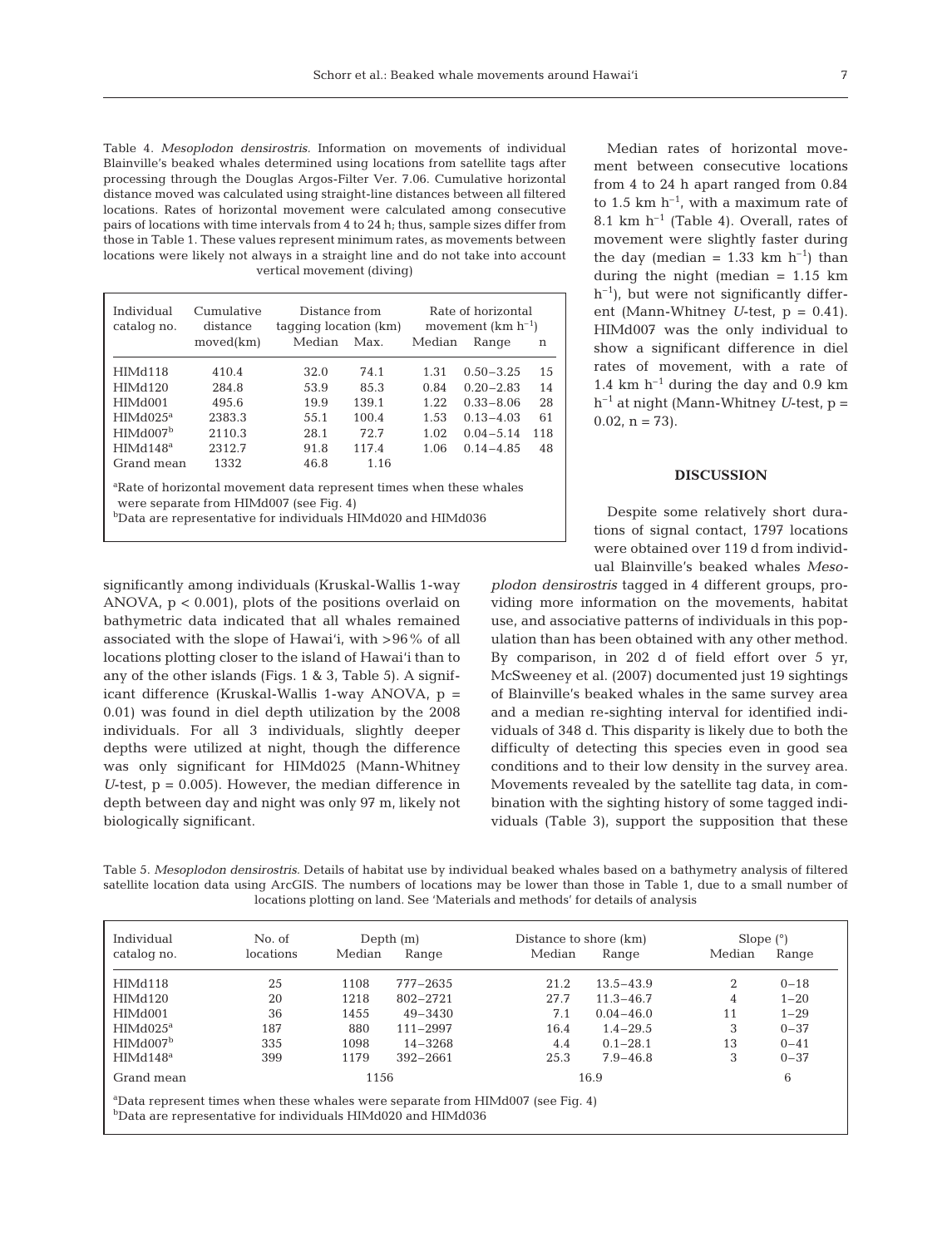Table 4. *Mesoplodon densirostris.* Information on movements of individual Blainville's beaked whales determined using locations from satellite tags after processing through the Douglas Argos-Filter Ver. 7.06. Cumulative horizontal distance moved was calculated using straight-line distances between all filtered locations. Rates of horizontal movement were calculated among consecutive pairs of locations with time intervals from 4 to 24 h; thus, sample sizes differ from those in Table 1. These values represent minimum rates, as movements between locations were likely not always in a straight line and do not take into account vertical movement (diving)

| Individual catalog no. | Cumulative distance moved(km) | Distance from tagging location (km) | | Rate of horizontal movement (km $h^{-1}$) | | |
|---|---|---|---|---|---|---|
| | | Median | Max. | Median | Range | n |
| HIMd118 | 410.4 | 32.0 | 74.1 | 1.31 | 0.50–3.25 | 15 |
| HIMd120 | 284.8 | 53.9 | 85.3 | 0.84 | 0.20–2.83 | 14 |
| HIMd001 | 495.6 | 19.9 | 139.1 | 1.22 | 0.33–8.06 | 28 |
| HIMd025[a] | 2383.3 | 55.1 | 100.4 | 1.53 | 0.13–4.03 | 61 |
| HIMd007[b] | 2110.3 | 28.1 | 72.7 | 1.02 | 0.04–5.14 | 118 |
| HIMd148[a] | 2312.7 | 91.8 | 117.4 | 1.06 | 0.14–4.85 | 48 |
| Grand mean | 1332 | 46.8 | 1.16 | | | |

[a]Rate of horizontal movement data represent times when these whales were separate from HIMd007 (see Fig. 4)
[b]Data are representative for individuals HIMd020 and HIMd036

significantly among individuals (Kruskal-Wallis 1-way ANOVA, $p < 0.001$), plots of the positions overlaid on bathymetric data indicated that all whales remained associated with the slope of Hawai'i, with >96% of all locations plotting closer to the island of Hawai'i than to any of the other islands (Figs. 1 & 3, Table 5). A significant difference (Kruskal-Wallis 1-way ANOVA, $p = 0.01$) was found in diel depth utilization by the 2008 individuals. For all 3 individuals, slightly deeper depths were utilized at night, though the difference was only significant for HIMd025 (Mann-Whitney *U*-test, $p = 0.005$). However, the median difference in depth between day and night was only 97 m, likely not biologically significant.

Median rates of horizontal movement between consecutive locations from 4 to 24 h apart ranged from 0.84 to 1.5 km $h^{-1}$, with a maximum rate of 8.1 km $h^{-1}$ (Table 4). Overall, rates of movement were slightly faster during the day (median = 1.33 km $h^{-1}$) than during the night (median = 1.15 km $h^{-1}$), but were not significantly different (Mann-Whitney *U*-test, $p = 0.41$). HIMd007 was the only individual to show a significant difference in diel rates of movement, with a rate of 1.4 km $h^{-1}$ during the day and 0.9 km $h^{-1}$ at night (Mann-Whitney *U*-test, $p = 0.02$, $n = 73$).

## DISCUSSION

Despite some relatively short durations of signal contact, 1797 locations were obtained over 119 d from individual Blainville's beaked whales *Mesoplodon densirostris* tagged in 4 different groups, providing more information on the movements, habitat use, and associative patterns of individuals in this population than has been obtained with any other method. By comparison, in 202 d of field effort over 5 yr, McSweeney et al. (2007) documented just 19 sightings of Blainville's beaked whales in the same survey area and a median re-sighting interval for identified individuals of 348 d. This disparity is likely due to both the difficulty of detecting this species even in good sea conditions and to their low density in the survey area. Movements revealed by the satellite tag data, in combination with the sighting history of some tagged individuals (Table 3), support the supposition that these

Table 5. *Mesoplodon densirostris.* Details of habitat use by individual beaked whales based on a bathymetry analysis of filtered satellite location data using ArcGIS. The numbers of locations may be lower than those in Table 1, due to a small number of locations plotting on land. See 'Materials and methods' for details of analysis

| Individual catalog no. | No. of locations | Depth (m) | | Distance to shore (km) | | Slope (°) | |
|---|---|---|---|---|---|---|---|
| | | Median | Range | Median | Range | Median | Range |
| HIMd118 | 25 | 1108 | 777–2635 | 21.2 | 13.5–43.9 | 2 | 0–18 |
| HIMd120 | 20 | 1218 | 802–2721 | 27.7 | 11.3–46.7 | 4 | 1–20 |
| HIMd001 | 36 | 1455 | 49–3430 | 7.1 | 0.04–46.0 | 11 | 1–29 |
| HIMd025[a] | 187 | 880 | 111–2997 | 16.4 | 1.4–29.5 | 3 | 0–37 |
| HIMd007[b] | 335 | 1098 | 14–3268 | 4.4 | 0.1–28.1 | 13 | 0–41 |
| HIMd148[a] | 399 | 1179 | 392–2661 | 25.3 | 7.9–46.8 | 3 | 0–37 |
| Grand mean | | 1156 | | 16.9 | | 6 | |

[a]Data represent times when these whales were separate from HIMd007 (see Fig. 4)
[b]Data are representative for individuals HIMd020 and HIMd036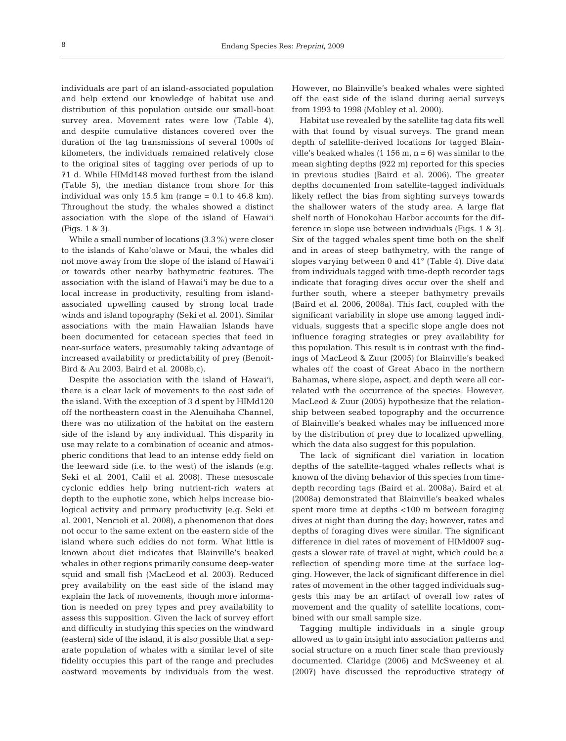individuals are part of an island-associated population and help extend our knowledge of habitat use and distribution of this population outside our small-boat survey area. Movement rates were low (Table 4), and despite cumulative distances covered over the duration of the tag transmissions of several 1000s of kilometers, the individuals remained relatively close to the original sites of tagging over periods of up to 71 d. While HIMd148 moved furthest from the island (Table 5), the median distance from shore for this individual was only 15.5 km (range = 0.1 to 46.8 km). Throughout the study, the whales showed a distinct association with the slope of the island of Hawai'i (Figs. 1 & 3).

While a small number of locations (3.3%) were closer to the islands of Kaho'olawe or Maui, the whales did not move away from the slope of the island of Hawai'i or towards other nearby bathymetric features. The association with the island of Hawai'i may be due to a local increase in productivity, resulting from island-associated upwelling caused by strong local trade winds and island topography (Seki et al. 2001). Similar associations with the main Hawaiian Islands have been documented for cetacean species that feed in near-surface waters, presumably taking advantage of increased availability or predictability of prey (Benoit-Bird & Au 2003, Baird et al. 2008b,c).

Despite the association with the island of Hawai'i, there is a clear lack of movements to the east side of the island. With the exception of 3 d spent by HIMd120 off the northeastern coast in the Alenuihaha Channel, there was no utilization of the habitat on the eastern side of the island by any individual. This disparity in use may relate to a combination of oceanic and atmospheric conditions that lead to an intense eddy field on the leeward side (i.e. to the west) of the islands (e.g. Seki et al. 2001, Calil et al. 2008). These mesoscale cyclonic eddies help bring nutrient-rich waters at depth to the euphotic zone, which helps increase biological activity and primary productivity (e.g. Seki et al. 2001, Nencioli et al. 2008), a phenomenon that does not occur to the same extent on the eastern side of the island where such eddies do not form. What little is known about diet indicates that Blainville's beaked whales in other regions primarily consume deep-water squid and small fish (MacLeod et al. 2003). Reduced prey availability on the east side of the island may explain the lack of movements, though more information is needed on prey types and prey availability to assess this supposition. Given the lack of survey effort and difficulty in studying this species on the windward (eastern) side of the island, it is also possible that a separate population of whales with a similar level of site fidelity occupies this part of the range and precludes eastward movements by individuals from the west. However, no Blainville's beaked whales were sighted off the east side of the island during aerial surveys from 1993 to 1998 (Mobley et al. 2000).

Habitat use revealed by the satellite tag data fits well with that found by visual surveys. The grand mean depth of satellite-derived locations for tagged Blainville's beaked whales (1 156 m, n = 6) was similar to the mean sighting depths (922 m) reported for this species in previous studies (Baird et al. 2006). The greater depths documented from satellite-tagged individuals likely reflect the bias from sighting surveys towards the shallower waters of the study area. A large flat shelf north of Honokohau Harbor accounts for the difference in slope use between individuals (Figs. 1 & 3). Six of the tagged whales spent time both on the shelf and in areas of steep bathymetry, with the range of slopes varying between 0 and 41° (Table 4). Dive data from individuals tagged with time-depth recorder tags indicate that foraging dives occur over the shelf and further south, where a steeper bathymetry prevails (Baird et al. 2006, 2008a). This fact, coupled with the significant variability in slope use among tagged individuals, suggests that a specific slope angle does not influence foraging strategies or prey availability for this population. This result is in contrast with the findings of MacLeod & Zuur (2005) for Blainville's beaked whales off the coast of Great Abaco in the northern Bahamas, where slope, aspect, and depth were all correlated with the occurrence of the species. However, MacLeod & Zuur (2005) hypothesize that the relationship between seabed topography and the occurrence of Blainville's beaked whales may be influenced more by the distribution of prey due to localized upwelling, which the data also suggest for this population.

The lack of significant diel variation in location depths of the satellite-tagged whales reflects what is known of the diving behavior of this species from time-depth recording tags (Baird et al. 2008a). Baird et al. (2008a) demonstrated that Blainville's beaked whales spent more time at depths <100 m between foraging dives at night than during the day; however, rates and depths of foraging dives were similar. The significant difference in diel rates of movement of HIMd007 suggests a slower rate of travel at night, which could be a reflection of spending more time at the surface logging. However, the lack of significant difference in diel rates of movement in the other tagged individuals suggests this may be an artifact of overall low rates of movement and the quality of satellite locations, combined with our small sample size.

Tagging multiple individuals in a single group allowed us to gain insight into association patterns and social structure on a much finer scale than previously documented. Claridge (2006) and McSweeney et al. (2007) have discussed the reproductive strategy of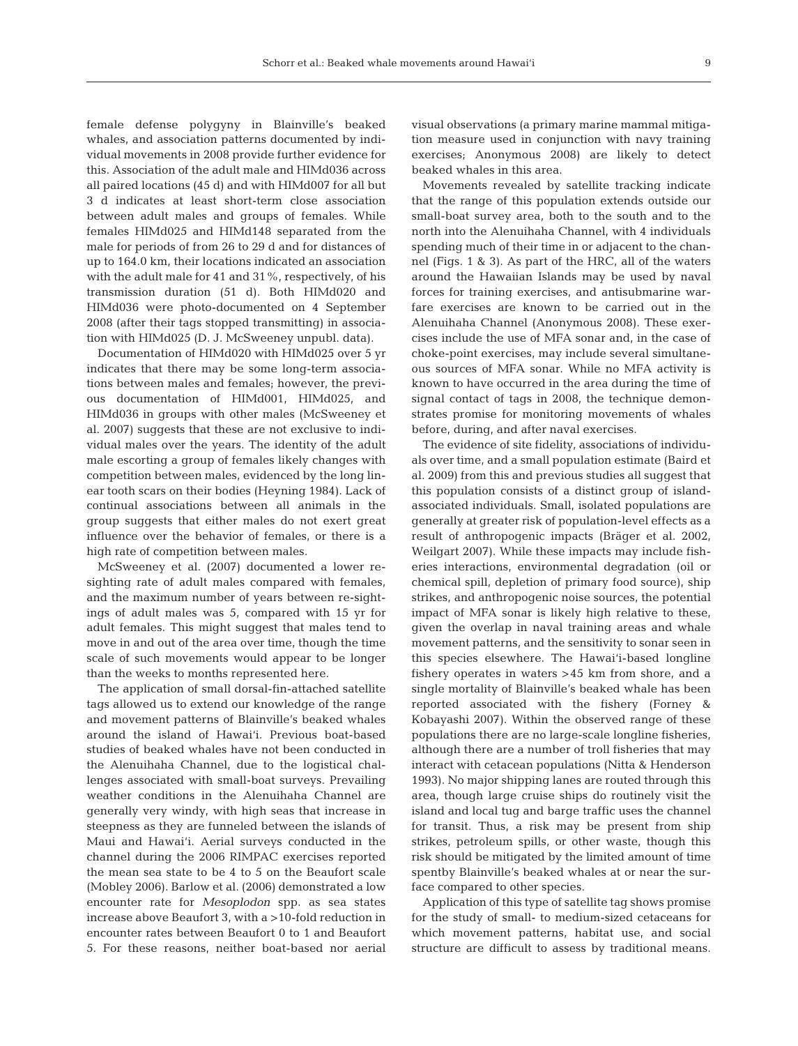female defense polygyny in Blainville's beaked whales, and association patterns documented by individual movements in 2008 provide further evidence for this. Association of the adult male and HIMd036 across all paired locations (45 d) and with HIMd007 for all but 3 d indicates at least short-term close association between adult males and groups of females. While females HIMd025 and HIMd148 separated from the male for periods of from 26 to 29 d and for distances of up to 164.0 km, their locations indicated an association with the adult male for 41 and 31%, respectively, of his transmission duration (51 d). Both HIMd020 and HIMd036 were photo-documented on 4 September 2008 (after their tags stopped transmitting) in association with HIMd025 (D. J. McSweeney unpubl. data).

Documentation of HIMd020 with HIMd025 over 5 yr indicates that there may be some long-term associations between males and females; however, the previous documentation of HIMd001, HIMd025, and HIMd036 in groups with other males (McSweeney et al. 2007) suggests that these are not exclusive to individual males over the years. The identity of the adult male escorting a group of females likely changes with competition between males, evidenced by the long linear tooth scars on their bodies (Heyning 1984). Lack of continual associations between all animals in the group suggests that either males do not exert great influence over the behavior of females, or there is a high rate of competition between males.

McSweeney et al. (2007) documented a lower re-sighting rate of adult males compared with females, and the maximum number of years between re-sightings of adult males was 5, compared with 15 yr for adult females. This might suggest that males tend to move in and out of the area over time, though the time scale of such movements would appear to be longer than the weeks to months represented here.

The application of small dorsal-fin-attached satellite tags allowed us to extend our knowledge of the range and movement patterns of Blainville's beaked whales around the island of Hawai'i. Previous boat-based studies of beaked whales have not been conducted in the Alenuihaha Channel, due to the logistical challenges associated with small-boat surveys. Prevailing weather conditions in the Alenuihaha Channel are generally very windy, with high seas that increase in steepness as they are funneled between the islands of Maui and Hawai'i. Aerial surveys conducted in the channel during the 2006 RIMPAC exercises reported the mean sea state to be 4 to 5 on the Beaufort scale (Mobley 2006). Barlow et al. (2006) demonstrated a low encounter rate for *Mesoplodon* spp. as sea states increase above Beaufort 3, with a >10-fold reduction in encounter rates between Beaufort 0 to 1 and Beaufort 5. For these reasons, neither boat-based nor aerial visual observations (a primary marine mammal mitigation measure used in conjunction with navy training exercises; Anonymous 2008) are likely to detect beaked whales in this area.

Movements revealed by satellite tracking indicate that the range of this population extends outside our small-boat survey area, both to the south and to the north into the Alenuihaha Channel, with 4 individuals spending much of their time in or adjacent to the channel (Figs. 1 & 3). As part of the HRC, all of the waters around the Hawaiian Islands may be used by naval forces for training exercises, and antisubmarine warfare exercises are known to be carried out in the Alenuihaha Channel (Anonymous 2008). These exercises include the use of MFA sonar and, in the case of choke-point exercises, may include several simultaneous sources of MFA sonar. While no MFA activity is known to have occurred in the area during the time of signal contact of tags in 2008, the technique demonstrates promise for monitoring movements of whales before, during, and after naval exercises.

The evidence of site fidelity, associations of individuals over time, and a small population estimate (Baird et al. 2009) from this and previous studies all suggest that this population consists of a distinct group of island-associated individuals. Small, isolated populations are generally at greater risk of population-level effects as a result of anthropogenic impacts (Bräger et al. 2002, Weilgart 2007). While these impacts may include fisheries interactions, environmental degradation (oil or chemical spill, depletion of primary food source), ship strikes, and anthropogenic noise sources, the potential impact of MFA sonar is likely high relative to these, given the overlap in naval training areas and whale movement patterns, and the sensitivity to sonar seen in this species elsewhere. The Hawai'i-based longline fishery operates in waters >45 km from shore, and a single mortality of Blainville's beaked whale has been reported associated with the fishery (Forney & Kobayashi 2007). Within the observed range of these populations there are no large-scale longline fisheries, although there are a number of troll fisheries that may interact with cetacean populations (Nitta & Henderson 1993). No major shipping lanes are routed through this area, though large cruise ships do routinely visit the island and local tug and barge traffic uses the channel for transit. Thus, a risk may be present from ship strikes, petroleum spills, or other waste, though this risk should be mitigated by the limited amount of time spentby Blainville's beaked whales at or near the surface compared to other species.

Application of this type of satellite tag shows promise for the study of small- to medium-sized cetaceans for which movement patterns, habitat use, and social structure are difficult to assess by traditional means.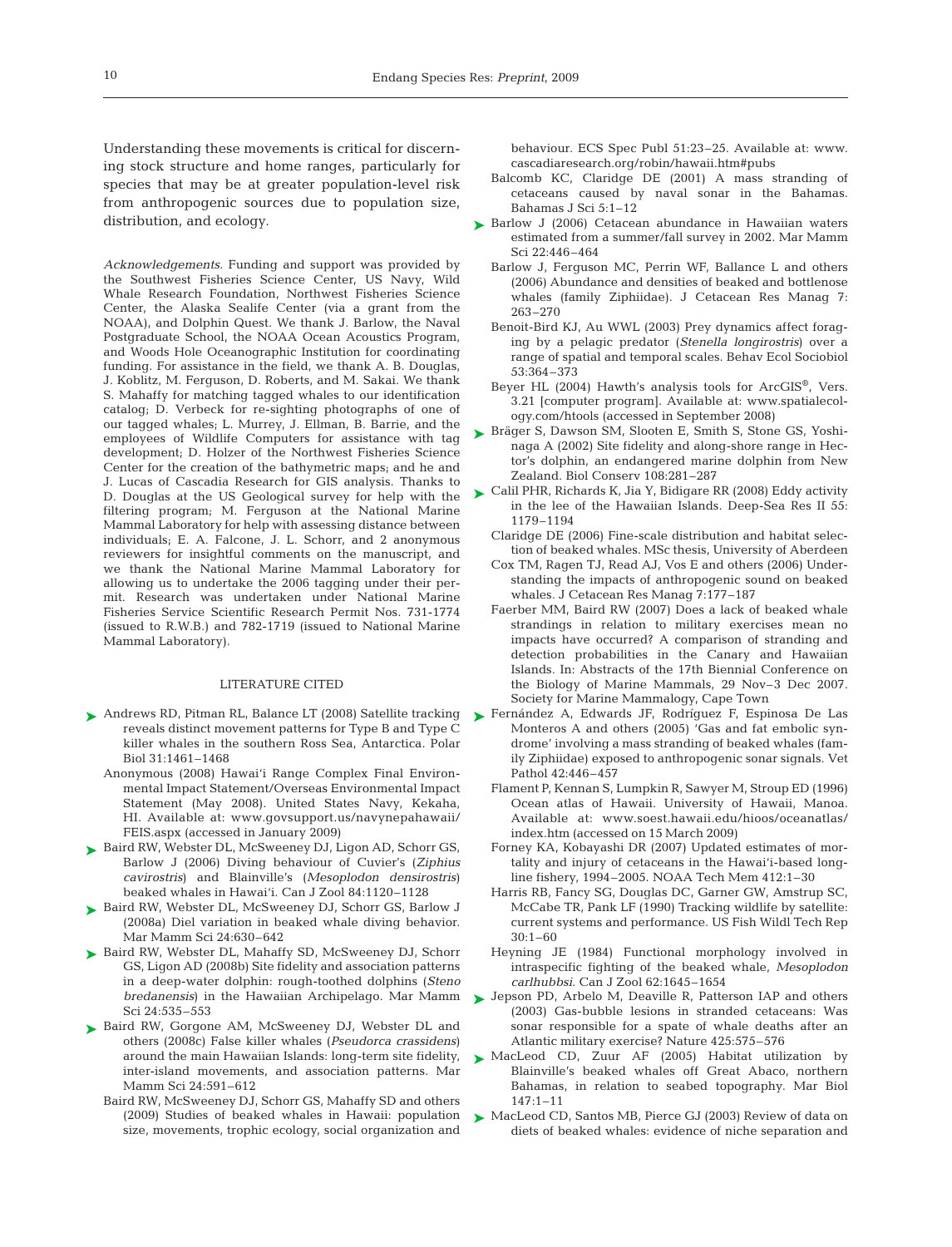Understanding these movements is critical for discerning stock structure and home ranges, particularly for species that may be at greater population-level risk from anthropogenic sources due to population size, distribution, and ecology.

*Acknowledgements*. Funding and support was provided by the Southwest Fisheries Science Center, US Navy, Wild Whale Research Foundation, Northwest Fisheries Science Center, the Alaska Sealife Center (via a grant from the NOAA), and Dolphin Quest. We thank J. Barlow, the Naval Postgraduate School, the NOAA Ocean Acoustics Program, and Woods Hole Oceanographic Institution for coordinating funding. For assistance in the field, we thank A. B. Douglas, J. Koblitz, M. Ferguson, D. Roberts, and M. Sakai. We thank S. Mahaffy for matching tagged whales to our identification catalog; D. Verbeck for re-sighting photographs of one of our tagged whales; L. Murrey, J. Ellman, B. Barrie, and the employees of Wildlife Computers for assistance with tag development; D. Holzer of the Northwest Fisheries Science Center for the creation of the bathymetric maps; and he and J. Lucas of Cascadia Research for GIS analysis. Thanks to D. Douglas at the US Geological survey for help with the filtering program; M. Ferguson at the National Marine Mammal Laboratory for help with assessing distance between individuals; E. A. Falcone, J. L. Schorr, and 2 anonymous reviewers for insightful comments on the manuscript, and we thank the National Marine Mammal Laboratory for allowing us to undertake the 2006 tagging under their permit. Research was undertaken under National Marine Fisheries Service Scientific Research Permit Nos. 731-1774 (issued to R.W.B.) and 782-1719 (issued to National Marine Mammal Laboratory).

## LITERATURE CITED

- Andrews RD, Pitman RL, Balance LT (2008) Satellite tracking reveals distinct movement patterns for Type B and Type C killer whales in the southern Ross Sea, Antarctica. Polar Biol 31:1461–1468
- Anonymous (2008) Hawai'i Range Complex Final Environmental Impact Statement/Overseas Environmental Impact Statement (May 2008). United States Navy, Kekaha, HI. Available at: www.govsupport.us/navynepahawaii/FEIS.aspx (accessed in January 2009)
- Baird RW, Webster DL, McSweeney DJ, Ligon AD, Schorr GS, Barlow J (2006) Diving behaviour of Cuvier's (*Ziphius cavirostris*) and Blainville's (*Mesoplodon densirostris*) beaked whales in Hawai'i. Can J Zool 84:1120–1128
- Baird RW, Webster DL, McSweeney DJ, Schorr GS, Barlow J (2008a) Diel variation in beaked whale diving behavior. Mar Mamm Sci 24:630–642
- Baird RW, Webster DL, Mahaffy SD, McSweeney DJ, Schorr GS, Ligon AD (2008b) Site fidelity and association patterns in a deep-water dolphin: rough-toothed dolphins (*Steno bredanensis*) in the Hawaiian Archipelago. Mar Mamm Sci 24:535–553
- Baird RW, Gorgone AM, McSweeney DJ, Webster DL and others (2008c) False killer whales (*Pseudorca crassidens*) around the main Hawaiian Islands: long-term site fidelity, inter-island movements, and association patterns. Mar Mamm Sci 24:591–612
- Baird RW, McSweeney DJ, Schorr GS, Mahaffy SD and others (2009) Studies of beaked whales in Hawaii: population size, movements, trophic ecology, social organization and behaviour. ECS Spec Publ 51:23–25. Available at: www.cascadiaresearch.org/robin/hawaii.htm#pubs
- Balcomb KC, Claridge DE (2001) A mass stranding of cetaceans caused by naval sonar in the Bahamas. Bahamas J Sci 5:1–12
- Barlow J (2006) Cetacean abundance in Hawaiian waters estimated from a summer/fall survey in 2002. Mar Mamm Sci 22:446–464
- Barlow J, Ferguson MC, Perrin WF, Ballance L and others (2006) Abundance and densities of beaked and bottlenose whales (family Ziphiidae). J Cetacean Res Manag 7:263–270
- Benoit-Bird KJ, Au WWL (2003) Prey dynamics affect foraging by a pelagic predator (*Stenella longirostris*) over a range of spatial and temporal scales. Behav Ecol Sociobiol 53:364–373
- Beyer HL (2004) Hawth's analysis tools for ArcGIS®, Vers. 3.21 [computer program]. Available at: www.spatialecology.com/htools (accessed in September 2008)
- Bräger S, Dawson SM, Slooten E, Smith S, Stone GS, Yoshinaga A (2002) Site fidelity and along-shore range in Hector's dolphin, an endangered marine dolphin from New Zealand. Biol Conserv 108:281–287
- Calil PHR, Richards K, Jia Y, Bidigare RR (2008) Eddy activity in the lee of the Hawaiian Islands. Deep-Sea Res II 55:1179–1194
- Claridge DE (2006) Fine-scale distribution and habitat selection of beaked whales. MSc thesis, University of Aberdeen
- Cox TM, Ragen TJ, Read AJ, Vos E and others (2006) Understanding the impacts of anthropogenic sound on beaked whales. J Cetacean Res Manag 7:177–187
- Faerber MM, Baird RW (2007) Does a lack of beaked whale strandings in relation to military exercises mean no impacts have occurred? A comparison of stranding and detection probabilities in the Canary and Hawaiian Islands. In: Abstracts of the 17th Biennial Conference on the Biology of Marine Mammals, 29 Nov–3 Dec 2007. Society for Marine Mammalogy, Cape Town
- Fernández A, Edwards JF, Rodríguez F, Espinosa De Las Monteros A and others (2005) 'Gas and fat embolic syndrome' involving a mass stranding of beaked whales (family Ziphiidae) exposed to anthropogenic sonar signals. Vet Pathol 42:446–457
- Flament P, Kennan S, Lumpkin R, Sawyer M, Stroup ED (1996) Ocean atlas of Hawaii. University of Hawaii, Manoa. Available at: www.soest.hawaii.edu/hioos/oceanatlas/index.htm (accessed on 15 March 2009)
- Forney KA, Kobayashi DR (2007) Updated estimates of mortality and injury of cetaceans in the Hawai'i-based longline fishery, 1994–2005. NOAA Tech Mem 412:1–30
- Harris RB, Fancy SG, Douglas DC, Garner GW, Amstrup SC, McCabe TR, Pank LF (1990) Tracking wildlife by satellite: current systems and performance. US Fish Wildl Tech Rep 30:1–60
- Heyning JE (1984) Functional morphology involved in intraspecific fighting of the beaked whale, *Mesoplodon carlhubbsi*. Can J Zool 62:1645–1654
- Jepson PD, Arbelo M, Deaville R, Patterson IAP and others (2003) Gas-bubble lesions in stranded cetaceans: Was sonar responsible for a spate of whale deaths after an Atlantic military exercise? Nature 425:575–576
- MacLeod CD, Zuur AF (2005) Habitat utilization by Blainville's beaked whales off Great Abaco, northern Bahamas, in relation to seabed topography. Mar Biol 147:1–11
- MacLeod CD, Santos MB, Pierce GJ (2003) Review of data on diets of beaked whales: evidence of niche separation and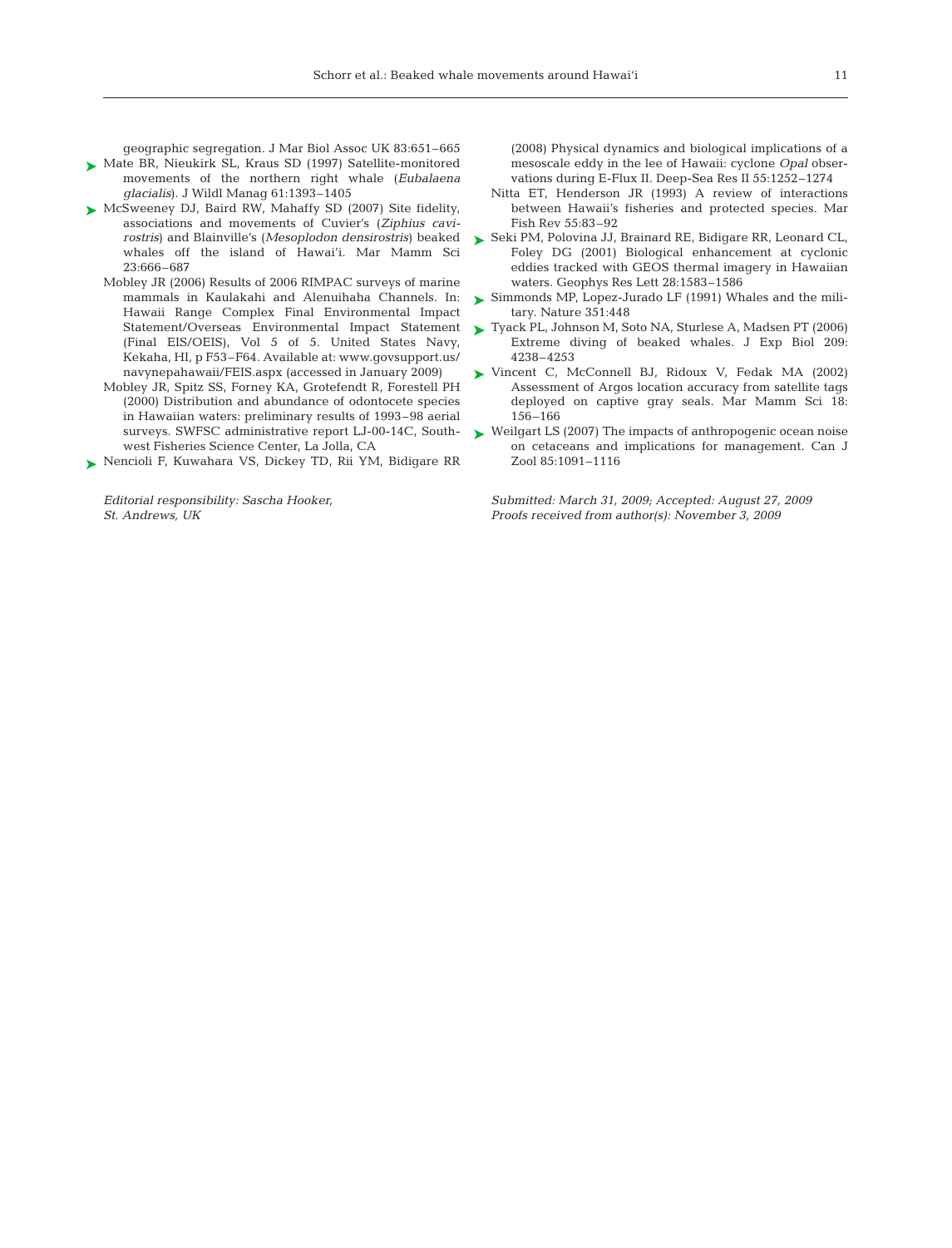geographic segregation. J Mar Biol Assoc UK 83:651–665

Mate BR, Nieukirk SL, Kraus SD (1997) Satellite-monitored movements of the northern right whale (*Eubalaena glacialis*). J Wildl Manag 61:1393–1405

McSweeney DJ, Baird RW, Mahaffy SD (2007) Site fidelity, associations and movements of Cuvier's (*Ziphius cavirostris*) and Blainville's (*Mesoplodon densirostris*) beaked whales off the island of Hawai'i. Mar Mamm Sci 23:666–687

Mobley JR (2006) Results of 2006 RIMPAC surveys of marine mammals in Kaulakahi and Alenuihaha Channels. In: Hawaii Range Complex Final Environmental Impact Statement/Overseas Environmental Impact Statement (Final EIS/OEIS), Vol 5 of 5. United States Navy, Kekaha, HI, p F53–F64. Available at: www.govsupport.us/navynepahawaii/FEIS.aspx (accessed in January 2009)

Mobley JR, Spitz SS, Forney KA, Grotefendt R, Forestell PH (2000) Distribution and abundance of odontocete species in Hawaiian waters: preliminary results of 1993–98 aerial surveys. SWFSC administrative report LJ-00-14C, Southwest Fisheries Science Center, La Jolla, CA

Nencioli F, Kuwahara VS, Dickey TD, Rii YM, Bidigare RR (2008) Physical dynamics and biological implications of a mesoscale eddy in the lee of Hawaii: cyclone *Opal* observations during E-Flux II. Deep-Sea Res II 55:1252–1274

Nitta ET, Henderson JR (1993) A review of interactions between Hawaii's fisheries and protected species. Mar Fish Rev 55:83–92

Seki PM, Polovina JJ, Brainard RE, Bidigare RR, Leonard CL, Foley DG (2001) Biological enhancement at cyclonic eddies tracked with GEOS thermal imagery in Hawaiian waters. Geophys Res Lett 28:1583–1586

Simmonds MP, Lopez-Jurado LF (1991) Whales and the military. Nature 351:448

Tyack PL, Johnson M, Soto NA, Sturlese A, Madsen PT (2006) Extreme diving of beaked whales. J Exp Biol 209: 4238–4253

Vincent C, McConnell BJ, Ridoux V, Fedak MA (2002) Assessment of Argos location accuracy from satellite tags deployed on captive gray seals. Mar Mamm Sci 18: 156–166

Weilgart LS (2007) The impacts of anthropogenic ocean noise on cetaceans and implications for management. Can J Zool 85:1091–1116

*Editorial responsibility: Sascha Hooker, St. Andrews, UK*

*Submitted: March 31, 2009; Accepted: August 27, 2009*
*Proofs received from author(s): November 3, 2009*